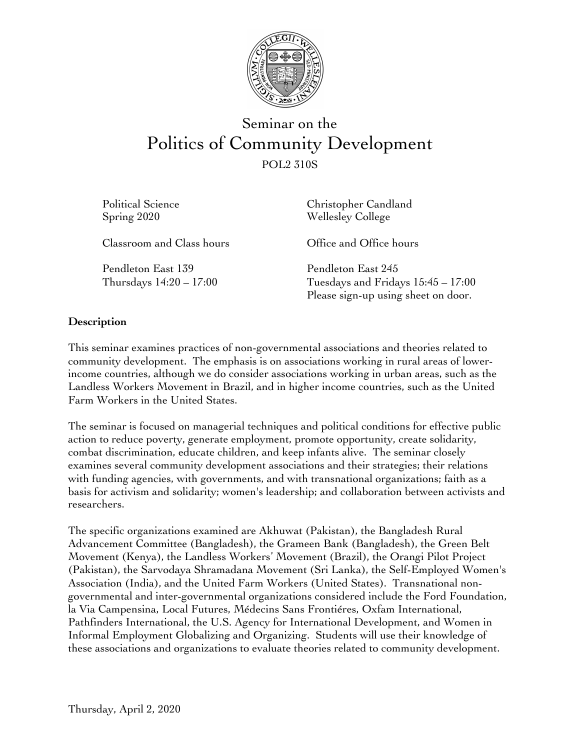# Seminar on the
# Politics of Community Development

POL2 310S

| | |
|---|---|
| Political Science | Christopher Candland |
| Spring 2020 | Wellesley College |
| Classroom and Class hours | Office and Office hours |
| Pendleton East 139 | Pendleton East 245 |
| Thursdays 14:20 – 17:00 | Tuesdays and Fridays 15:45 – 17:00 |
| | Please sign-up using sheet on door. |

**Description**

This seminar examines practices of non-governmental associations and theories related to community development. The emphasis is on associations working in rural areas of lower-income countries, although we do consider associations working in urban areas, such as the Landless Workers Movement in Brazil, and in higher income countries, such as the United Farm Workers in the United States.

The seminar is focused on managerial techniques and political conditions for effective public action to reduce poverty, generate employment, promote opportunity, create solidarity, combat discrimination, educate children, and keep infants alive. The seminar closely examines several community development associations and their strategies; their relations with funding agencies, with governments, and with transnational organizations; faith as a basis for activism and solidarity; women's leadership; and collaboration between activists and researchers.

The specific organizations examined are Akhuwat (Pakistan), the Bangladesh Rural Advancement Committee (Bangladesh), the Grameen Bank (Bangladesh), the Green Belt Movement (Kenya), the Landless Workers' Movement (Brazil), the Orangi Pilot Project (Pakistan), the Sarvodaya Shramadana Movement (Sri Lanka), the Self-Employed Women's Association (India), and the United Farm Workers (United States). Transnational non-governmental and inter-governmental organizations considered include the Ford Foundation, la Via Campensina, Local Futures, Médecins Sans Frontiéres, Oxfam International, Pathfinders International, the U.S. Agency for International Development, and Women in Informal Employment Globalizing and Organizing. Students will use their knowledge of these associations and organizations to evaluate theories related to community development.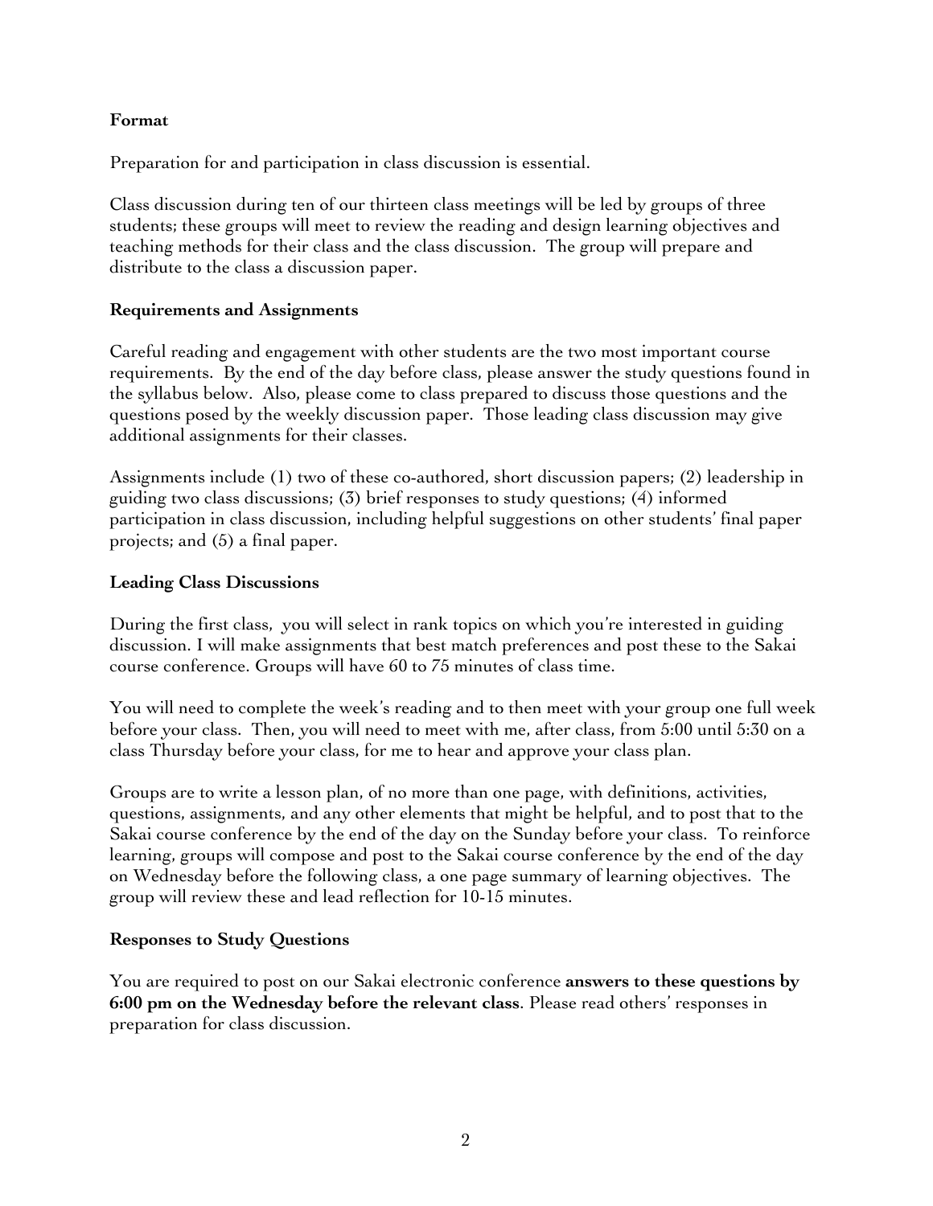**Format**

Preparation for and participation in class discussion is essential.

Class discussion during ten of our thirteen class meetings will be led by groups of three students; these groups will meet to review the reading and design learning objectives and teaching methods for their class and the class discussion. The group will prepare and distribute to the class a discussion paper.

**Requirements and Assignments**

Careful reading and engagement with other students are the two most important course requirements. By the end of the day before class, please answer the study questions found in the syllabus below. Also, please come to class prepared to discuss those questions and the questions posed by the weekly discussion paper. Those leading class discussion may give additional assignments for their classes.

Assignments include (1) two of these co-authored, short discussion papers; (2) leadership in guiding two class discussions; (3) brief responses to study questions; (4) informed participation in class discussion, including helpful suggestions on other students' final paper projects; and (5) a final paper.

**Leading Class Discussions**

During the first class, you will select in rank topics on which you're interested in guiding discussion. I will make assignments that best match preferences and post these to the Sakai course conference. Groups will have 60 to 75 minutes of class time.

You will need to complete the week's reading and to then meet with your group one full week before your class. Then, you will need to meet with me, after class, from 5:00 until 5:30 on a class Thursday before your class, for me to hear and approve your class plan.

Groups are to write a lesson plan, of no more than one page, with definitions, activities, questions, assignments, and any other elements that might be helpful, and to post that to the Sakai course conference by the end of the day on the Sunday before your class. To reinforce learning, groups will compose and post to the Sakai course conference by the end of the day on Wednesday before the following class, a one page summary of learning objectives. The group will review these and lead reflection for 10-15 minutes.

**Responses to Study Questions**

You are required to post on our Sakai electronic conference **answers to these questions by 6:00 pm on the Wednesday before the relevant class**. Please read others' responses in preparation for class discussion.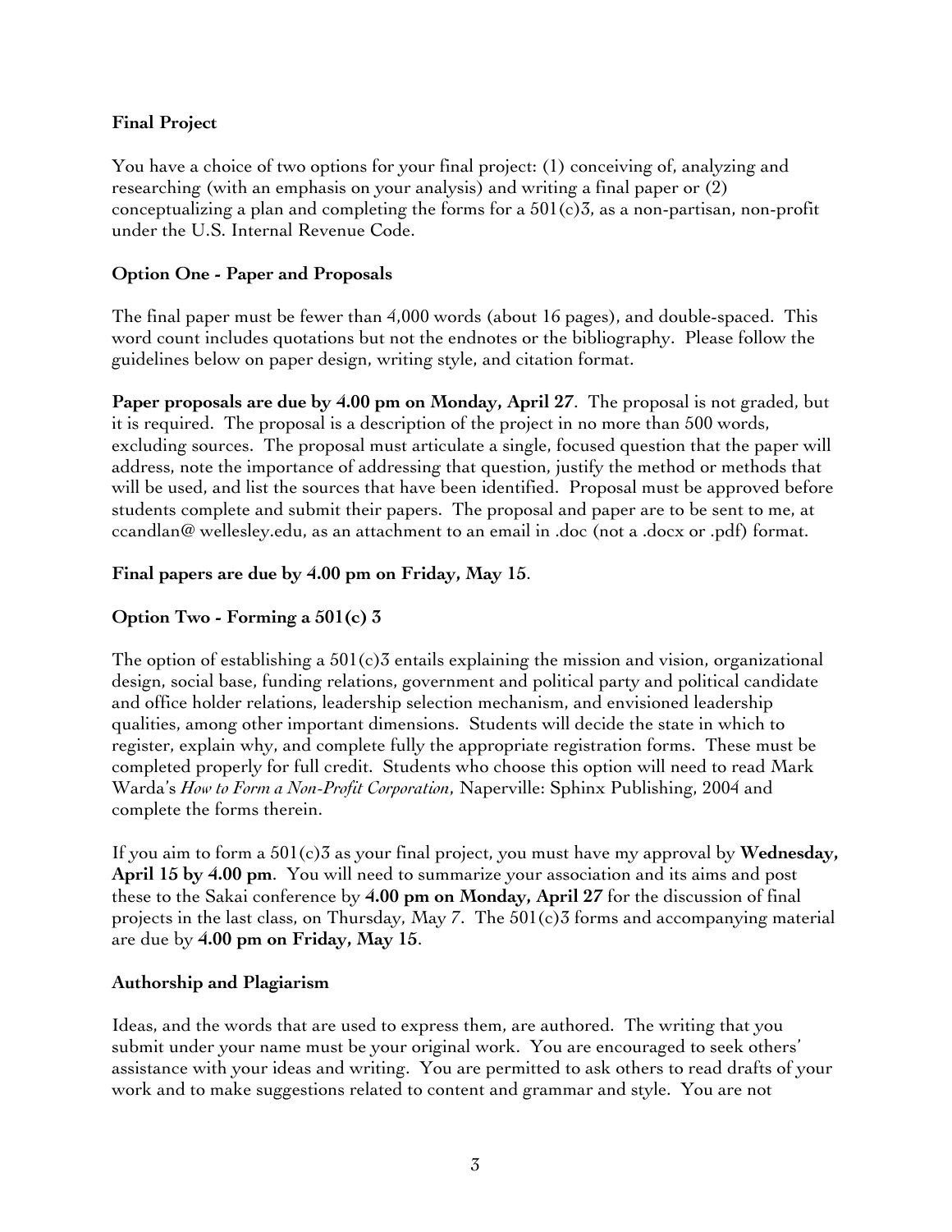**Final Project**

You have a choice of two options for your final project: (1) conceiving of, analyzing and researching (with an emphasis on your analysis) and writing a final paper or (2) conceptualizing a plan and completing the forms for a 501(c)3, as a non-partisan, non-profit under the U.S. Internal Revenue Code.

**Option One - Paper and Proposals**

The final paper must be fewer than 4,000 words (about 16 pages), and double-spaced. This word count includes quotations but not the endnotes or the bibliography. Please follow the guidelines below on paper design, writing style, and citation format.

**Paper proposals are due by 4.00 pm on Monday, April 27**. The proposal is not graded, but it is required. The proposal is a description of the project in no more than 500 words, excluding sources. The proposal must articulate a single, focused question that the paper will address, note the importance of addressing that question, justify the method or methods that will be used, and list the sources that have been identified. Proposal must be approved before students complete and submit their papers. The proposal and paper are to be sent to me, at ccandlan@ wellesley.edu, as an attachment to an email in .doc (not a .docx or .pdf) format.

**Final papers are due by 4.00 pm on Friday, May 15**.

**Option Two - Forming a 501(c) 3**

The option of establishing a 501(c)3 entails explaining the mission and vision, organizational design, social base, funding relations, government and political party and political candidate and office holder relations, leadership selection mechanism, and envisioned leadership qualities, among other important dimensions. Students will decide the state in which to register, explain why, and complete fully the appropriate registration forms. These must be completed properly for full credit. Students who choose this option will need to read Mark Warda's *How to Form a Non-Profit Corporation*, Naperville: Sphinx Publishing, 2004 and complete the forms therein.

If you aim to form a 501(c)3 as your final project, you must have my approval by **Wednesday, April 15 by 4.00 pm**. You will need to summarize your association and its aims and post these to the Sakai conference by **4.00 pm on Monday, April 27** for the discussion of final projects in the last class, on Thursday, May 7. The 501(c)3 forms and accompanying material are due by **4.00 pm on Friday, May 15**.

**Authorship and Plagiarism**

Ideas, and the words that are used to express them, are authored. The writing that you submit under your name must be your original work. You are encouraged to seek others' assistance with your ideas and writing. You are permitted to ask others to read drafts of your work and to make suggestions related to content and grammar and style. You are not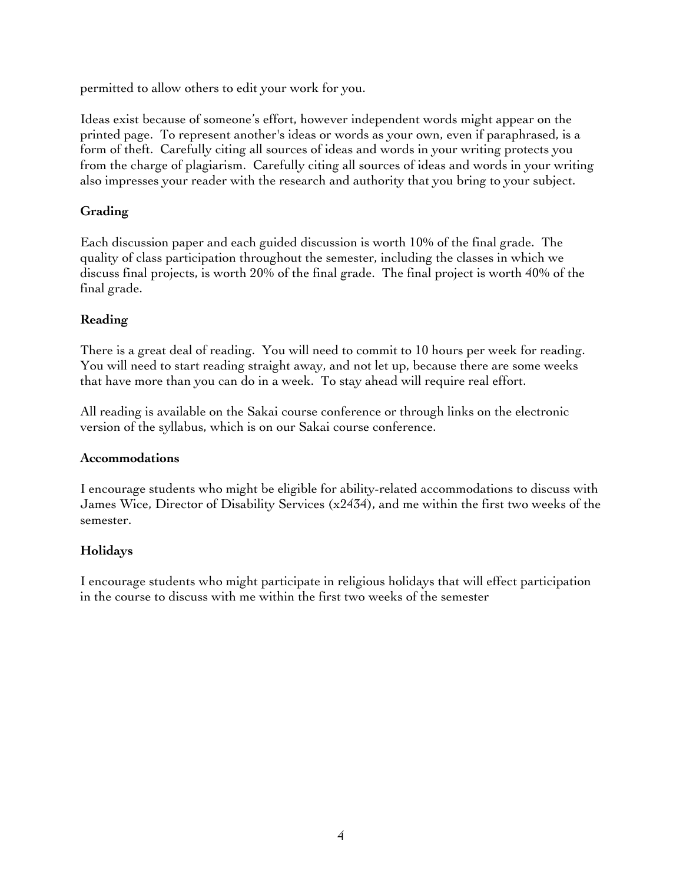permitted to allow others to edit your work for you.

Ideas exist because of someone's effort, however independent words might appear on the printed page. To represent another's ideas or words as your own, even if paraphrased, is a form of theft. Carefully citing all sources of ideas and words in your writing protects you from the charge of plagiarism. Carefully citing all sources of ideas and words in your writing also impresses your reader with the research and authority that you bring to your subject.

**Grading**

Each discussion paper and each guided discussion is worth 10% of the final grade. The quality of class participation throughout the semester, including the classes in which we discuss final projects, is worth 20% of the final grade. The final project is worth 40% of the final grade.

**Reading**

There is a great deal of reading. You will need to commit to 10 hours per week for reading. You will need to start reading straight away, and not let up, because there are some weeks that have more than you can do in a week. To stay ahead will require real effort.

All reading is available on the Sakai course conference or through links on the electronic version of the syllabus, which is on our Sakai course conference.

**Accommodations**

I encourage students who might be eligible for ability-related accommodations to discuss with James Wice, Director of Disability Services (x2434), and me within the first two weeks of the semester.

**Holidays**

I encourage students who might participate in religious holidays that will effect participation in the course to discuss with me within the first two weeks of the semester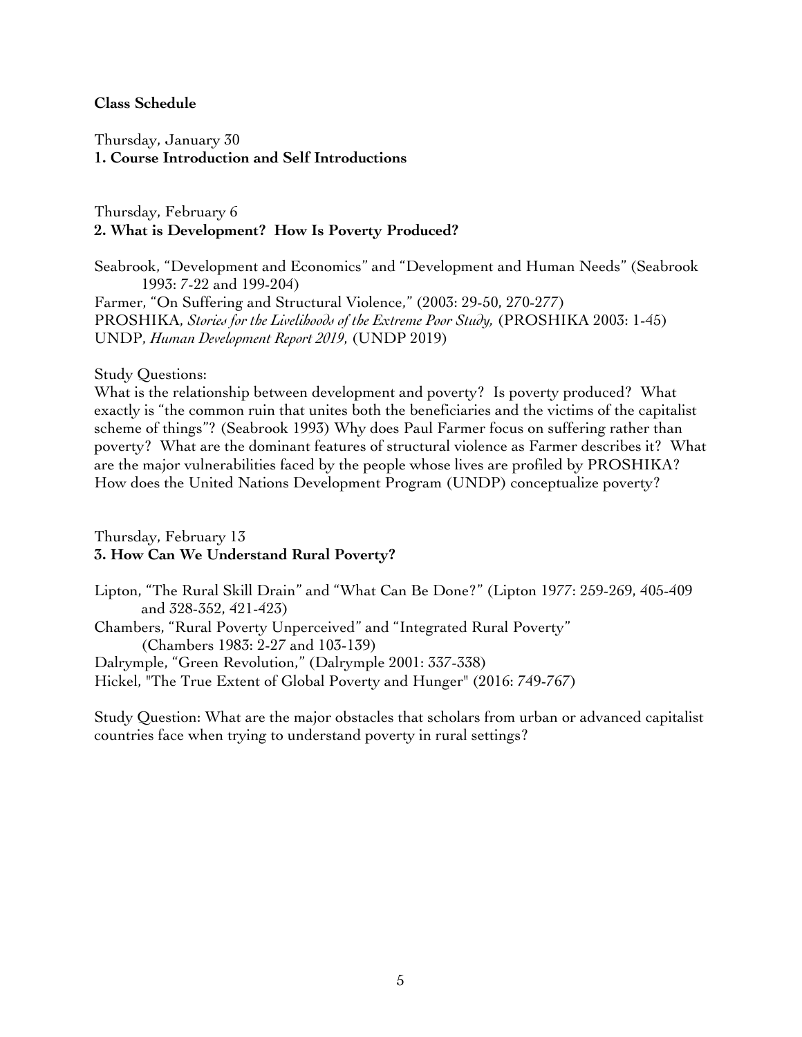**Class Schedule**

Thursday, January 30
**1. Course Introduction and Self Introductions**

Thursday, February 6
**2. What is Development? How Is Poverty Produced?**

Seabrook, "Development and Economics" and "Development and Human Needs" (Seabrook 1993: 7-22 and 199-204)
Farmer, "On Suffering and Structural Violence," (2003: 29-50, 270-277)
PROSHIKA, *Stories for the Livelihoods of the Extreme Poor Study,* (PROSHIKA 2003: 1-45)
UNDP, *Human Development Report 2019,* (UNDP 2019)

Study Questions:
What is the relationship between development and poverty? Is poverty produced? What exactly is "the common ruin that unites both the beneficiaries and the victims of the capitalist scheme of things"? (Seabrook 1993) Why does Paul Farmer focus on suffering rather than poverty? What are the dominant features of structural violence as Farmer describes it? What are the major vulnerabilities faced by the people whose lives are profiled by PROSHIKA? How does the United Nations Development Program (UNDP) conceptualize poverty?

Thursday, February 13
**3. How Can We Understand Rural Poverty?**

Lipton, "The Rural Skill Drain" and "What Can Be Done?" (Lipton 1977: 259-269, 405-409 and 328-352, 421-423)
Chambers, "Rural Poverty Unperceived" and "Integrated Rural Poverty" (Chambers 1983: 2-27 and 103-139)
Dalrymple, "Green Revolution," (Dalrymple 2001: 337-338)
Hickel, "The True Extent of Global Poverty and Hunger" (2016: 749-767)

Study Question: What are the major obstacles that scholars from urban or advanced capitalist countries face when trying to understand poverty in rural settings?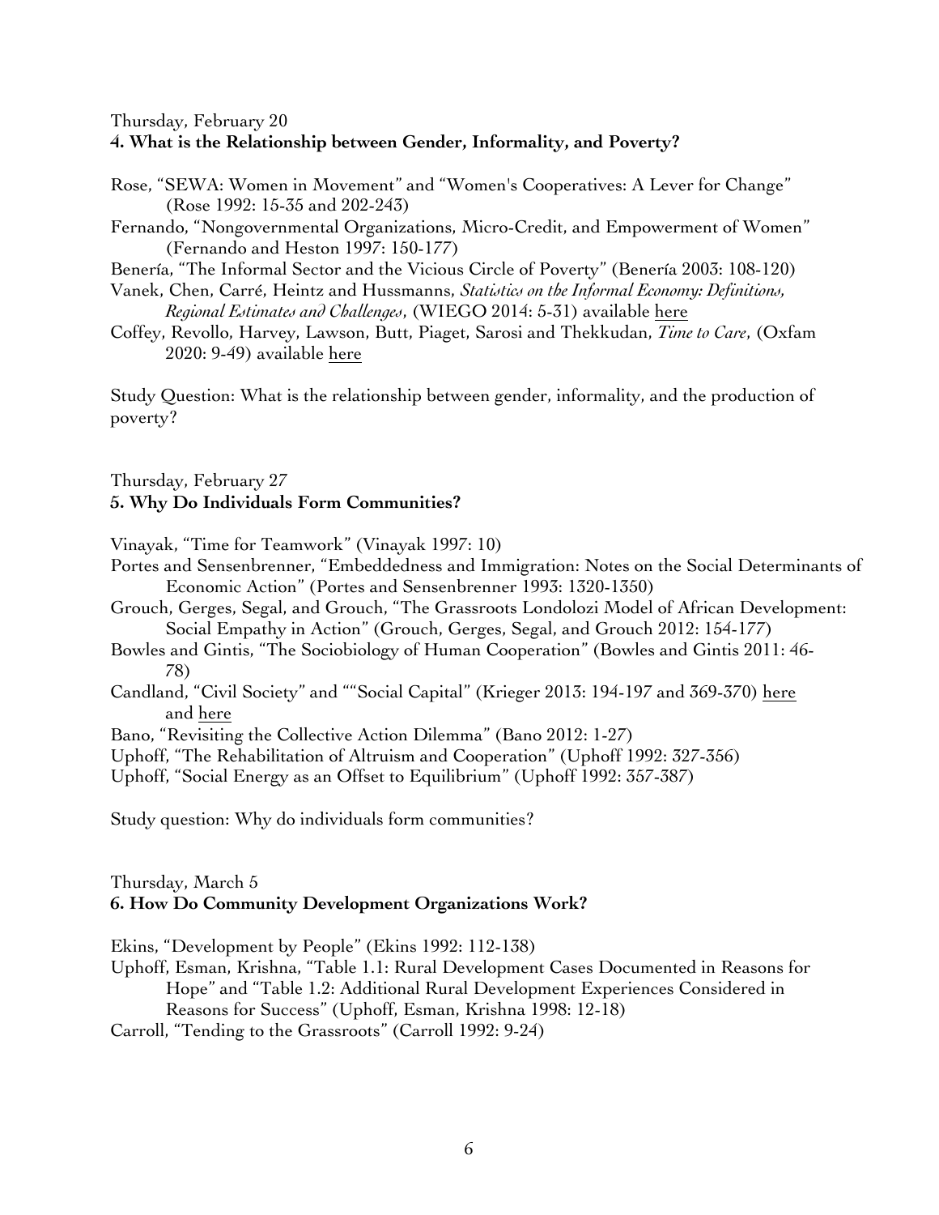Thursday, February 20

**4. What is the Relationship between Gender, Informality, and Poverty?**

Rose, "SEWA: Women in Movement" and "Women's Cooperatives: A Lever for Change" (Rose 1992: 15-35 and 202-243)

Fernando, "Nongovernmental Organizations, Micro-Credit, and Empowerment of Women" (Fernando and Heston 1997: 150-177)

Benería, "The Informal Sector and the Vicious Circle of Poverty" (Benería 2003: 108-120)

Vanek, Chen, Carré, Heintz and Hussmanns, *Statistics on the Informal Economy: Definitions, Regional Estimates and Challenges*, (WIEGO 2014: 5-31) available here

Coffey, Revollo, Harvey, Lawson, Butt, Piaget, Sarosi and Thekkudan, *Time to Care*, (Oxfam 2020: 9-49) available here

Study Question: What is the relationship between gender, informality, and the production of poverty?

Thursday, February 27

**5. Why Do Individuals Form Communities?**

Vinayak, "Time for Teamwork" (Vinayak 1997: 10)

Portes and Sensenbrenner, "Embeddedness and Immigration: Notes on the Social Determinants of Economic Action" (Portes and Sensenbrenner 1993: 1320-1350)

Grouch, Gerges, Segal, and Grouch, "The Grassroots Londolozi Model of African Development: Social Empathy in Action" (Grouch, Gerges, Segal, and Grouch 2012: 154-177)

Bowles and Gintis, "The Sociobiology of Human Cooperation" (Bowles and Gintis 2011: 46-78)

Candland, "Civil Society" and ""Social Capital" (Krieger 2013: 194-197 and 369-370) here and here

Bano, "Revisiting the Collective Action Dilemma" (Bano 2012: 1-27)

Uphoff, "The Rehabilitation of Altruism and Cooperation" (Uphoff 1992: 327-356)

Uphoff, "Social Energy as an Offset to Equilibrium" (Uphoff 1992: 357-387)

Study question: Why do individuals form communities?

Thursday, March 5

**6. How Do Community Development Organizations Work?**

Ekins, "Development by People" (Ekins 1992: 112-138)

Uphoff, Esman, Krishna, "Table 1.1: Rural Development Cases Documented in Reasons for Hope" and "Table 1.2: Additional Rural Development Experiences Considered in Reasons for Success" (Uphoff, Esman, Krishna 1998: 12-18)

Carroll, "Tending to the Grassroots" (Carroll 1992: 9-24)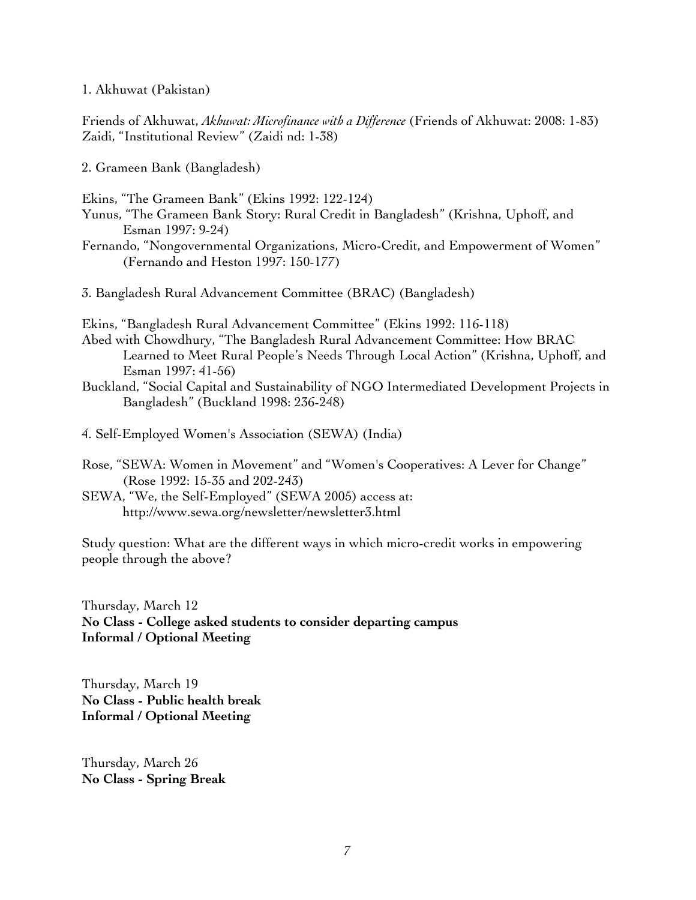1. Akhuwat (Pakistan)

Friends of Akhuwat, *Akhuwat: Microfinance with a Difference* (Friends of Akhuwat: 2008: 1-83)
Zaidi, "Institutional Review" (Zaidi nd: 1-38)

2. Grameen Bank (Bangladesh)

Ekins, "The Grameen Bank" (Ekins 1992: 122-124)
Yunus, "The Grameen Bank Story: Rural Credit in Bangladesh" (Krishna, Uphoff, and Esman 1997: 9-24)
Fernando, "Nongovernmental Organizations, Micro-Credit, and Empowerment of Women" (Fernando and Heston 1997: 150-177)

3. Bangladesh Rural Advancement Committee (BRAC) (Bangladesh)

Ekins, "Bangladesh Rural Advancement Committee" (Ekins 1992: 116-118)
Abed with Chowdhury, "The Bangladesh Rural Advancement Committee: How BRAC Learned to Meet Rural People's Needs Through Local Action" (Krishna, Uphoff, and Esman 1997: 41-56)
Buckland, "Social Capital and Sustainability of NGO Intermediated Development Projects in Bangladesh" (Buckland 1998: 236-248)

4. Self-Employed Women's Association (SEWA) (India)

Rose, "SEWA: Women in Movement" and "Women's Cooperatives: A Lever for Change" (Rose 1992: 15-35 and 202-243)
SEWA, "We, the Self-Employed" (SEWA 2005) access at: http://www.sewa.org/newsletter/newsletter3.html

Study question: What are the different ways in which micro-credit works in empowering people through the above?

Thursday, March 12
**No Class - College asked students to consider departing campus**
**Informal / Optional Meeting**

Thursday, March 19
**No Class - Public health break**
**Informal / Optional Meeting**

Thursday, March 26
**No Class - Spring Break**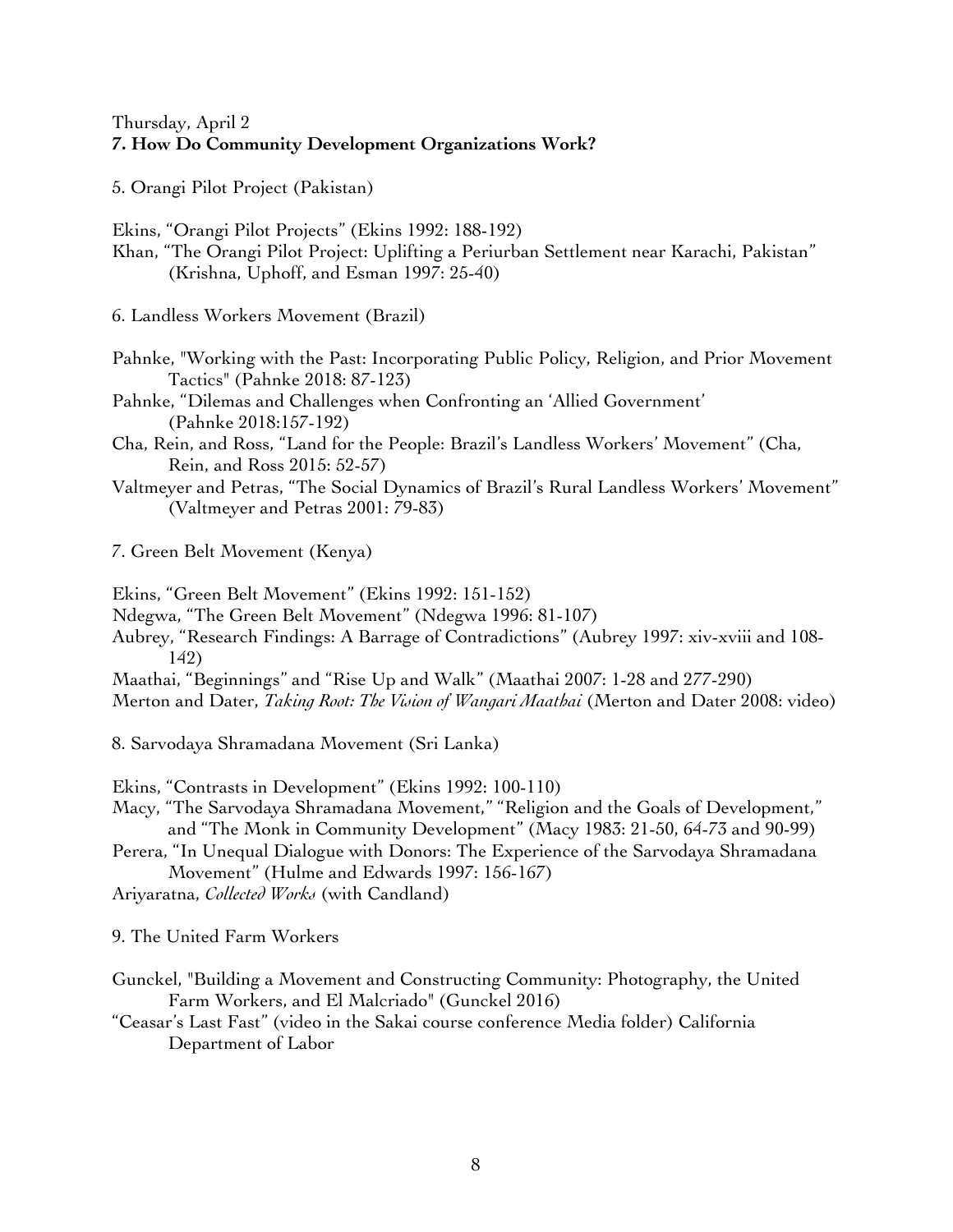Thursday, April 2
**7. How Do Community Development Organizations Work?**

5. Orangi Pilot Project (Pakistan)

Ekins, "Orangi Pilot Projects" (Ekins 1992: 188-192)
Khan, "The Orangi Pilot Project: Uplifting a Periurban Settlement near Karachi, Pakistan" (Krishna, Uphoff, and Esman 1997: 25-40)

6. Landless Workers Movement (Brazil)

Pahnke, "Working with the Past: Incorporating Public Policy, Religion, and Prior Movement Tactics" (Pahnke 2018: 87-123)
Pahnke, "Dilemas and Challenges when Confronting an 'Allied Government' (Pahnke 2018:157-192)
Cha, Rein, and Ross, "Land for the People: Brazil's Landless Workers' Movement" (Cha, Rein, and Ross 2015: 52-57)
Valtmeyer and Petras, "The Social Dynamics of Brazil's Rural Landless Workers' Movement" (Valtmeyer and Petras 2001: 79-83)

7. Green Belt Movement (Kenya)

Ekins, "Green Belt Movement" (Ekins 1992: 151-152)
Ndegwa, "The Green Belt Movement" (Ndegwa 1996: 81-107)
Aubrey, "Research Findings: A Barrage of Contradictions" (Aubrey 1997: xiv-xviii and 108-142)
Maathai, "Beginnings" and "Rise Up and Walk" (Maathai 2007: 1-28 and 277-290)
Merton and Dater, *Taking Root: The Vision of Wangari Maathai* (Merton and Dater 2008: video)

8. Sarvodaya Shramadana Movement (Sri Lanka)

Ekins, "Contrasts in Development" (Ekins 1992: 100-110)
Macy, "The Sarvodaya Shramadana Movement," "Religion and the Goals of Development," and "The Monk in Community Development" (Macy 1983: 21-50, 64-73 and 90-99)
Perera, "In Unequal Dialogue with Donors: The Experience of the Sarvodaya Shramadana Movement" (Hulme and Edwards 1997: 156-167)
Ariyaratna, *Collected Works* (with Candland)

9. The United Farm Workers

Gunckel, "Building a Movement and Constructing Community: Photography, the United Farm Workers, and El Malcriado" (Gunckel 2016)
"Ceasar's Last Fast" (video in the Sakai course conference Media folder) California Department of Labor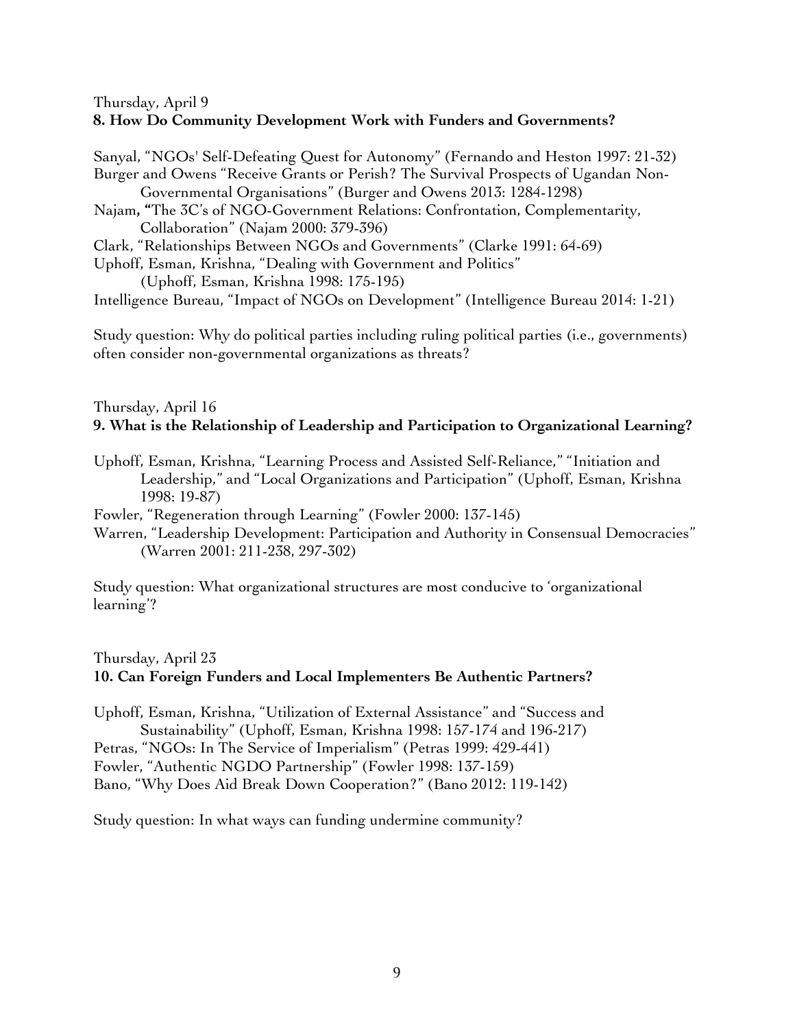Thursday, April 9

**8. How Do Community Development Work with Funders and Governments?**

Sanyal, "NGOs' Self-Defeating Quest for Autonomy" (Fernando and Heston 1997: 21-32)
Burger and Owens "Receive Grants or Perish? The Survival Prospects of Ugandan Non-Governmental Organisations" (Burger and Owens 2013: 1284-1298)
Najam**, "**The 3C's of NGO-Government Relations: Confrontation, Complementarity, Collaboration" (Najam 2000: 379-396)
Clark, "Relationships Between NGOs and Governments" (Clarke 1991: 64-69)
Uphoff, Esman, Krishna, "Dealing with Government and Politics" (Uphoff, Esman, Krishna 1998: 175-195)
Intelligence Bureau, "Impact of NGOs on Development" (Intelligence Bureau 2014: 1-21)

Study question: Why do political parties including ruling political parties (i.e., governments) often consider non-governmental organizations as threats?

Thursday, April 16

**9. What is the Relationship of Leadership and Participation to Organizational Learning?**

Uphoff, Esman, Krishna, "Learning Process and Assisted Self-Reliance," "Initiation and Leadership," and "Local Organizations and Participation" (Uphoff, Esman, Krishna 1998: 19-87)
Fowler, "Regeneration through Learning" (Fowler 2000: 137-145)
Warren, "Leadership Development: Participation and Authority in Consensual Democracies" (Warren 2001: 211-238, 297-302)

Study question: What organizational structures are most conducive to 'organizational learning'?

Thursday, April 23

**10. Can Foreign Funders and Local Implementers Be Authentic Partners?**

Uphoff, Esman, Krishna, "Utilization of External Assistance" and "Success and Sustainability" (Uphoff, Esman, Krishna 1998: 157-174 and 196-217)
Petras, "NGOs: In The Service of Imperialism" (Petras 1999: 429-441)
Fowler, "Authentic NGDO Partnership" (Fowler 1998: 137-159)
Bano, "Why Does Aid Break Down Cooperation?" (Bano 2012: 119-142)

Study question: In what ways can funding undermine community?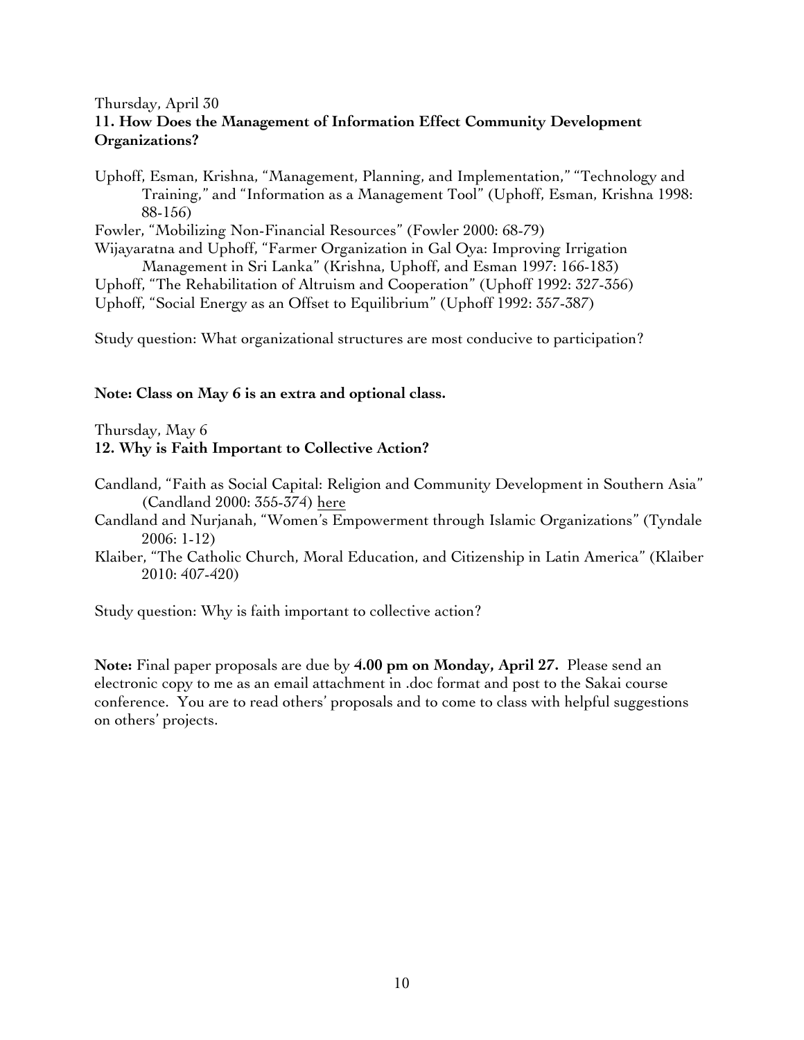Thursday, April 30

**11. How Does the Management of Information Effect Community Development Organizations?**

Uphoff, Esman, Krishna, "Management, Planning, and Implementation," "Technology and Training," and "Information as a Management Tool" (Uphoff, Esman, Krishna 1998: 88-156)

Fowler, "Mobilizing Non-Financial Resources" (Fowler 2000: 68-79)

Wijayaratna and Uphoff, "Farmer Organization in Gal Oya: Improving Irrigation Management in Sri Lanka" (Krishna, Uphoff, and Esman 1997: 166-183)

Uphoff, "The Rehabilitation of Altruism and Cooperation" (Uphoff 1992: 327-356)

Uphoff, "Social Energy as an Offset to Equilibrium" (Uphoff 1992: 357-387)

Study question: What organizational structures are most conducive to participation?

**Note: Class on May 6 is an extra and optional class.**

Thursday, May 6

**12. Why is Faith Important to Collective Action?**

Candland, "Faith as Social Capital: Religion and Community Development in Southern Asia" (Candland 2000: 355-374) here

Candland and Nurjanah, "Women's Empowerment through Islamic Organizations" (Tyndale 2006: 1-12)

Klaiber, "The Catholic Church, Moral Education, and Citizenship in Latin America" (Klaiber 2010: 407-420)

Study question: Why is faith important to collective action?

**Note:** Final paper proposals are due by **4.00 pm on Monday, April 27.** Please send an electronic copy to me as an email attachment in .doc format and post to the Sakai course conference. You are to read others' proposals and to come to class with helpful suggestions on others' projects.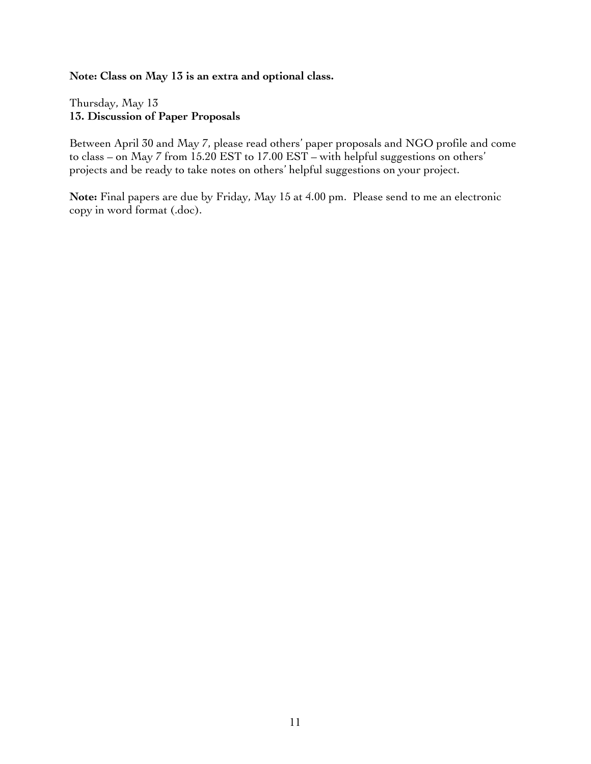**Note: Class on May 13 is an extra and optional class.**

Thursday, May 13
**13. Discussion of Paper Proposals**

Between April 30 and May 7, please read others' paper proposals and NGO profile and come to class – on May 7 from 15.20 EST to 17.00 EST – with helpful suggestions on others' projects and be ready to take notes on others' helpful suggestions on your project.

**Note:** Final papers are due by Friday, May 15 at 4.00 pm. Please send to me an electronic copy in word format (.doc).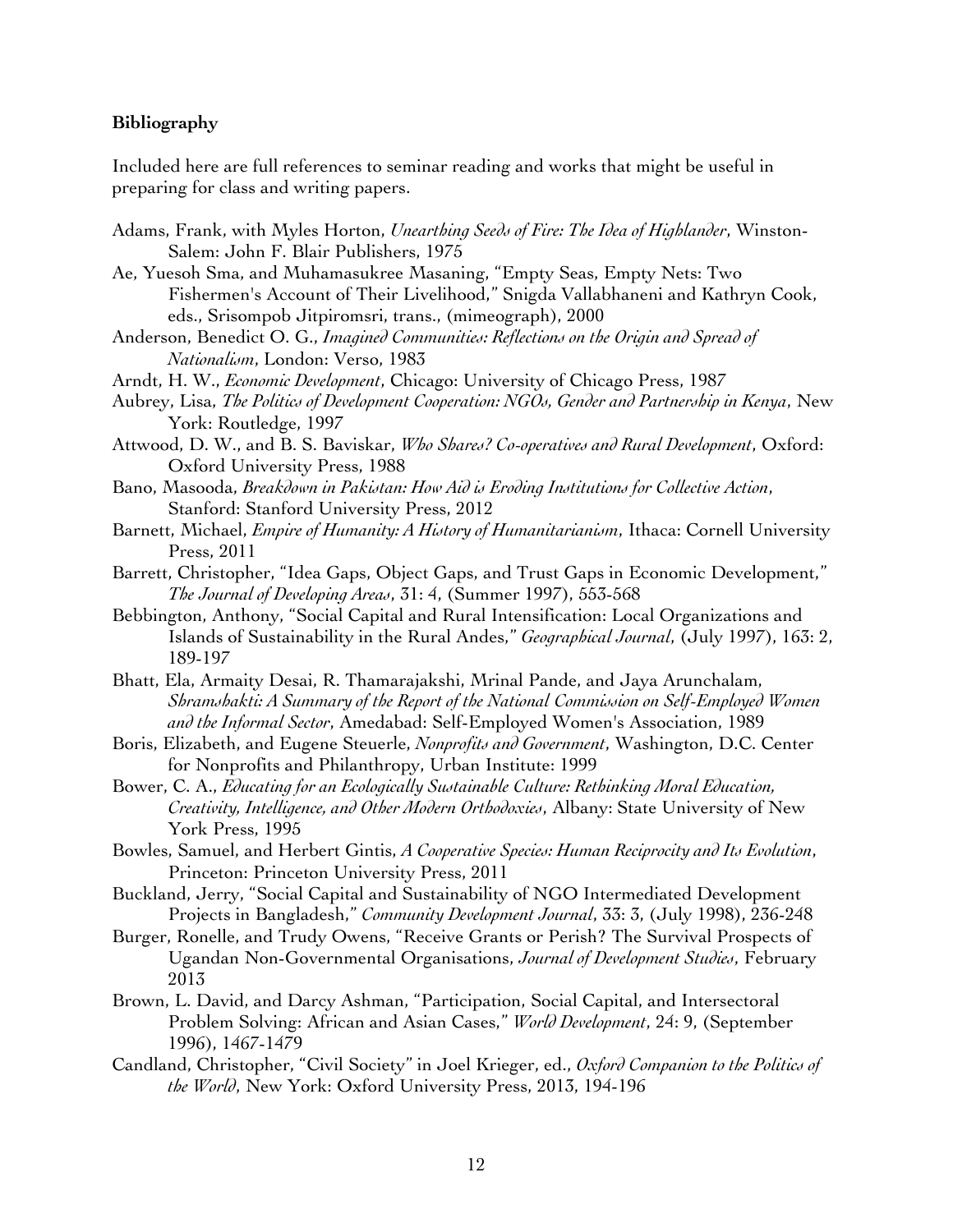**Bibliography**

Included here are full references to seminar reading and works that might be useful in preparing for class and writing papers.

Adams, Frank, with Myles Horton, *Unearthing Seeds of Fire: The Idea of Highlander*, Winston-Salem: John F. Blair Publishers, 1975

Ae, Yuesoh Sma, and Muhamasukree Masaning, "Empty Seas, Empty Nets: Two Fishermen's Account of Their Livelihood," Snigda Vallabhaneni and Kathryn Cook, eds., Srisompob Jitpiromsri, trans., (mimeograph), 2000

Anderson, Benedict O. G., *Imagined Communities: Reflections on the Origin and Spread of Nationalism*, London: Verso, 1983

Arndt, H. W., *Economic Development*, Chicago: University of Chicago Press, 1987

Aubrey, Lisa, *The Politics of Development Cooperation: NGOs, Gender and Partnership in Kenya*, New York: Routledge, 1997

Attwood, D. W., and B. S. Baviskar, *Who Shares? Co-operatives and Rural Development*, Oxford: Oxford University Press, 1988

Bano, Masooda, *Breakdown in Pakistan: How Aid is Eroding Institutions for Collective Action*, Stanford: Stanford University Press, 2012

Barnett, Michael, *Empire of Humanity: A History of Humanitarianism*, Ithaca: Cornell University Press, 2011

Barrett, Christopher, "Idea Gaps, Object Gaps, and Trust Gaps in Economic Development," *The Journal of Developing Areas*, 31: 4, (Summer 1997), 553-568

Bebbington, Anthony, "Social Capital and Rural Intensification: Local Organizations and Islands of Sustainability in the Rural Andes," *Geographical Journal*, (July 1997), 163: 2, 189-197

Bhatt, Ela, Armaity Desai, R. Thamarajakshi, Mrinal Pande, and Jaya Arunchalam, *Shramshakti: A Summary of the Report of the National Commission on Self-Employed Women and the Informal Sector*, Amedabad: Self-Employed Women's Association, 1989

Boris, Elizabeth, and Eugene Steuerle, *Nonprofits and Government*, Washington, D.C. Center for Nonprofits and Philanthropy, Urban Institute: 1999

Bower, C. A., *Educating for an Ecologically Sustainable Culture: Rethinking Moral Education, Creativity, Intelligence, and Other Modern Orthodoxies*, Albany: State University of New York Press, 1995

Bowles, Samuel, and Herbert Gintis, *A Cooperative Species: Human Reciprocity and Its Evolution*, Princeton: Princeton University Press, 2011

Buckland, Jerry, "Social Capital and Sustainability of NGO Intermediated Development Projects in Bangladesh," *Community Development Journal*, 33: 3, (July 1998), 236-248

Burger, Ronelle, and Trudy Owens, "Receive Grants or Perish? The Survival Prospects of Ugandan Non-Governmental Organisations, *Journal of Development Studies*, February 2013

Brown, L. David, and Darcy Ashman, "Participation, Social Capital, and Intersectoral Problem Solving: African and Asian Cases," *World Development*, 24: 9, (September 1996), 1467-1479

Candland, Christopher, "Civil Society" in Joel Krieger, ed., *Oxford Companion to the Politics of the World*, New York: Oxford University Press, 2013, 194-196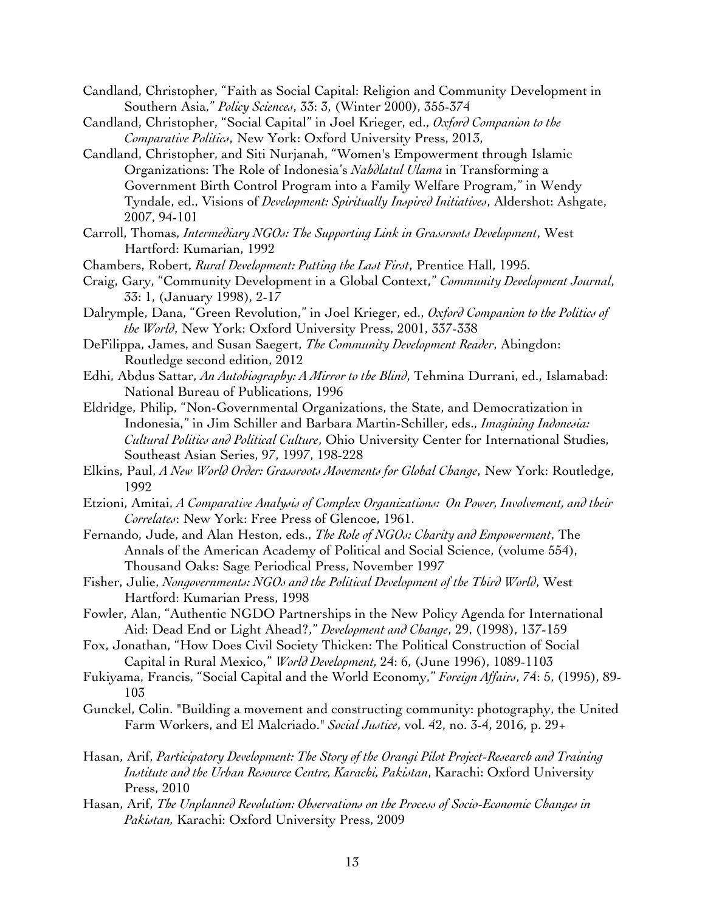Candland, Christopher, "Faith as Social Capital: Religion and Community Development in Southern Asia," *Policy Sciences*, 33: 3, (Winter 2000), 355-374

Candland, Christopher, "Social Capital" in Joel Krieger, ed., *Oxford Companion to the Comparative Politics*, New York: Oxford University Press, 2013,

Candland, Christopher, and Siti Nurjanah, "Women's Empowerment through Islamic Organizations: The Role of Indonesia's *Nahdlatul Ulama* in Transforming a Government Birth Control Program into a Family Welfare Program," in Wendy Tyndale, ed., Visions of *Development: Spiritually Inspired Initiatives*, Aldershot: Ashgate, 2007, 94-101

Carroll, Thomas, *Intermediary NGOs: The Supporting Link in Grassroots Development*, West Hartford: Kumarian, 1992

Chambers, Robert, *Rural Development: Putting the Last First*, Prentice Hall, 1995.

Craig, Gary, "Community Development in a Global Context," *Community Development Journal*, 33: 1, (January 1998), 2-17

Dalrymple, Dana, "Green Revolution," in Joel Krieger, ed., *Oxford Companion to the Politics of the World*, New York: Oxford University Press, 2001, 337-338

DeFilippa, James, and Susan Saegert, *The Community Development Reader*, Abingdon: Routledge second edition, 2012

Edhi, Abdus Sattar, *An Autobiography: A Mirror to the Blind*, Tehmina Durrani, ed., Islamabad: National Bureau of Publications, 1996

Eldridge, Philip, "Non-Governmental Organizations, the State, and Democratization in Indonesia," in Jim Schiller and Barbara Martin-Schiller, eds., *Imagining Indonesia: Cultural Politics and Political Culture*, Ohio University Center for International Studies, Southeast Asian Series, 97, 1997, 198-228

Elkins, Paul, *A New World Order: Grassroots Movements for Global Change*, New York: Routledge, 1992

Etzioni, Amitai, *A Comparative Analysis of Complex Organizations: On Power, Involvement, and their Correlates*: New York: Free Press of Glencoe, 1961.

Fernando, Jude, and Alan Heston, eds., *The Role of NGOs: Charity and Empowerment*, The Annals of the American Academy of Political and Social Science, (volume 554), Thousand Oaks: Sage Periodical Press, November 1997

Fisher, Julie, *Nongovernments: NGOs and the Political Development of the Third World*, West Hartford: Kumarian Press, 1998

Fowler, Alan, "Authentic NGDO Partnerships in the New Policy Agenda for International Aid: Dead End or Light Ahead?," *Development and Change*, 29, (1998), 137-159

Fox, Jonathan, "How Does Civil Society Thicken: The Political Construction of Social Capital in Rural Mexico," *World Development*, 24: 6, (June 1996), 1089-1103

Fukiyama, Francis, "Social Capital and the World Economy," *Foreign Affairs*, 74: 5, (1995), 89-103

Gunckel, Colin. "Building a movement and constructing community: photography, the United Farm Workers, and El Malcriado." *Social Justice*, vol. 42, no. 3-4, 2016, p. 29+

Hasan, Arif, *Participatory Development: The Story of the Orangi Pilot Project-Research and Training Institute and the Urban Resource Centre, Karachi, Pakistan*, Karachi: Oxford University Press, 2010

Hasan, Arif, *The Unplanned Revolution: Observations on the Process of Socio-Economic Changes in Pakistan,* Karachi: Oxford University Press, 2009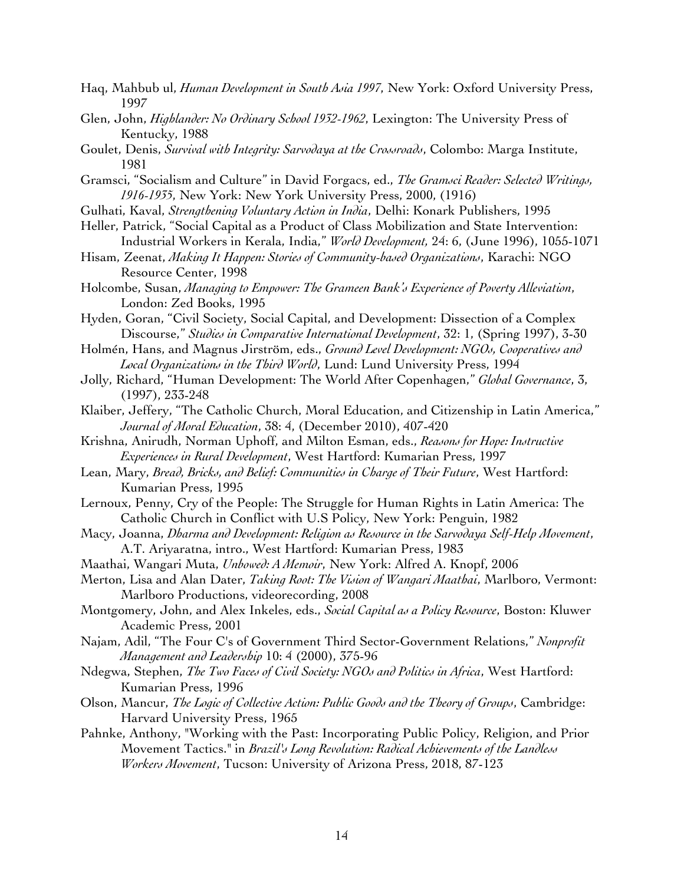Haq, Mahbub ul, *Human Development in South Asia 1997*, New York: Oxford University Press, 1997

Glen, John, *Highlander: No Ordinary School 1932-1962*, Lexington: The University Press of Kentucky, 1988

Goulet, Denis, *Survival with Integrity: Sarvodaya at the Crossroads*, Colombo: Marga Institute, 1981

Gramsci, "Socialism and Culture" in David Forgacs, ed., *The Gramsci Reader: Selected Writings, 1916-1935*, New York: New York University Press, 2000, (1916)

Gulhati, Kaval, *Strengthening Voluntary Action in India*, Delhi: Konark Publishers, 1995

Heller, Patrick, "Social Capital as a Product of Class Mobilization and State Intervention: Industrial Workers in Kerala, India," *World Development*, 24: 6, (June 1996), 1055-1071

Hisam, Zeenat, *Making It Happen: Stories of Community-based Organizations*, Karachi: NGO Resource Center, 1998

Holcombe, Susan, *Managing to Empower: The Grameen Bank's Experience of Poverty Alleviation*, London: Zed Books, 1995

Hyden, Goran, "Civil Society, Social Capital, and Development: Dissection of a Complex Discourse," *Studies in Comparative International Development*, 32: 1, (Spring 1997), 3-30

Holmén, Hans, and Magnus Jirström, eds., *Ground Level Development: NGOs, Cooperatives and Local Organizations in the Third World*, Lund: Lund University Press, 1994

Jolly, Richard, "Human Development: The World After Copenhagen," *Global Governance*, 3, (1997), 233-248

Klaiber, Jeffery, "The Catholic Church, Moral Education, and Citizenship in Latin America," *Journal of Moral Education*, 38: 4, (December 2010), 407-420

Krishna, Anirudh, Norman Uphoff, and Milton Esman, eds., *Reasons for Hope: Instructive Experiences in Rural Development*, West Hartford: Kumarian Press, 1997

Lean, Mary, *Bread, Bricks, and Belief: Communities in Charge of Their Future*, West Hartford: Kumarian Press, 1995

Lernoux, Penny, Cry of the People: The Struggle for Human Rights in Latin America: The Catholic Church in Conflict with U.S Policy, New York: Penguin, 1982

Macy, Joanna, *Dharma and Development: Religion as Resource in the Sarvodaya Self-Help Movement*, A.T. Ariyaratna, intro., West Hartford: Kumarian Press, 1983

Maathai, Wangari Muta, *Unbowed: A Memoir*, New York: Alfred A. Knopf, 2006

Merton, Lisa and Alan Dater, *Taking Root: The Vision of Wangari Maathai*, Marlboro, Vermont: Marlboro Productions, videorecording, 2008

Montgomery, John, and Alex Inkeles, eds., *Social Capital as a Policy Resource*, Boston: Kluwer Academic Press, 2001

Najam, Adil, "The Four C's of Government Third Sector-Government Relations," *Nonprofit Management and Leadership* 10: 4 (2000), 375-96

Ndegwa, Stephen, *The Two Faces of Civil Society: NGOs and Politics in Africa*, West Hartford: Kumarian Press, 1996

Olson, Mancur, *The Logic of Collective Action: Public Goods and the Theory of Groups*, Cambridge: Harvard University Press, 1965

Pahnke, Anthony, "Working with the Past: Incorporating Public Policy, Religion, and Prior Movement Tactics." in *Brazil's Long Revolution: Radical Achievements of the Landless Workers Movement*, Tucson: University of Arizona Press, 2018, 87-123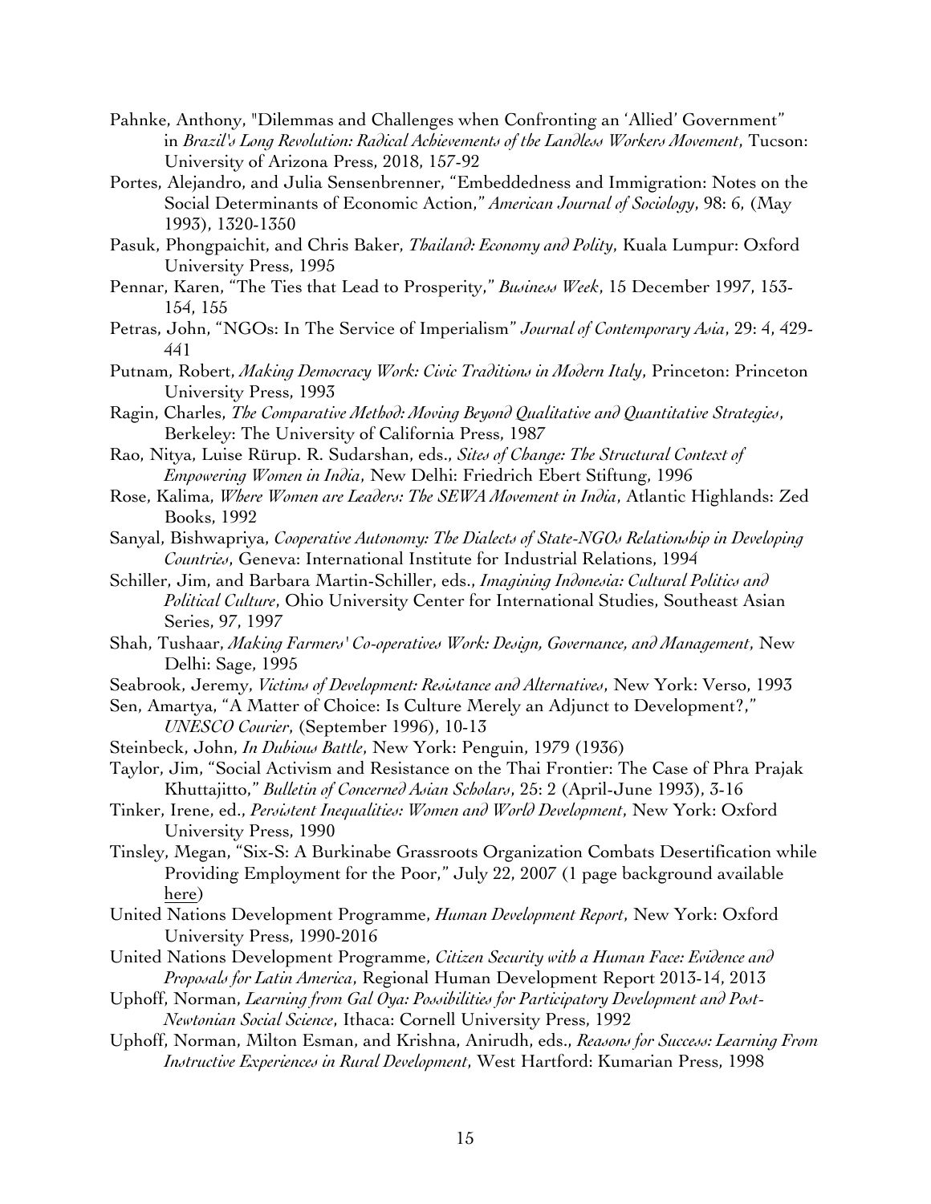Pahnke, Anthony, "Dilemmas and Challenges when Confronting an 'Allied' Government" in *Brazil's Long Revolution: Radical Achievements of the Landless Workers Movement*, Tucson: University of Arizona Press, 2018, 157-92

Portes, Alejandro, and Julia Sensenbrenner, "Embeddedness and Immigration: Notes on the Social Determinants of Economic Action," *American Journal of Sociology*, 98: 6, (May 1993), 1320-1350

Pasuk, Phongpaichit, and Chris Baker, *Thailand: Economy and Polity*, Kuala Lumpur: Oxford University Press, 1995

Pennar, Karen, "The Ties that Lead to Prosperity," *Business Week*, 15 December 1997, 153-154, 155

Petras, John, "NGOs: In The Service of Imperialism" *Journal of Contemporary Asia*, 29: 4, 429-441

Putnam, Robert, *Making Democracy Work: Civic Traditions in Modern Italy*, Princeton: Princeton University Press, 1993

Ragin, Charles, *The Comparative Method: Moving Beyond Qualitative and Quantitative Strategies*, Berkeley: The University of California Press, 1987

Rao, Nitya, Luise Rürup. R. Sudarshan, eds., *Sites of Change: The Structural Context of Empowering Women in India*, New Delhi: Friedrich Ebert Stiftung, 1996

Rose, Kalima, *Where Women are Leaders: The SEWA Movement in India*, Atlantic Highlands: Zed Books, 1992

Sanyal, Bishwapriya, *Cooperative Autonomy: The Dialects of State-NGOs Relationship in Developing Countries*, Geneva: International Institute for Industrial Relations, 1994

Schiller, Jim, and Barbara Martin-Schiller, eds., *Imagining Indonesia: Cultural Politics and Political Culture*, Ohio University Center for International Studies, Southeast Asian Series, 97, 1997

Shah, Tushaar, *Making Farmers' Co-operatives Work: Design, Governance, and Management*, New Delhi: Sage, 1995

Seabrook, Jeremy, *Victims of Development: Resistance and Alternatives*, New York: Verso, 1993

Sen, Amartya, "A Matter of Choice: Is Culture Merely an Adjunct to Development?," *UNESCO Courier*, (September 1996), 10-13

Steinbeck, John, *In Dubious Battle*, New York: Penguin, 1979 (1936)

Taylor, Jim, "Social Activism and Resistance on the Thai Frontier: The Case of Phra Prajak Khuttajitto," *Bulletin of Concerned Asian Scholars*, 25: 2 (April-June 1993), 3-16

Tinker, Irene, ed., *Persistent Inequalities: Women and World Development*, New York: Oxford University Press, 1990

Tinsley, Megan, "Six-S: A Burkinabe Grassroots Organization Combats Desertification while Providing Employment for the Poor," July 22, 2007 (1 page background available here)

United Nations Development Programme, *Human Development Report*, New York: Oxford University Press, 1990-2016

United Nations Development Programme, *Citizen Security with a Human Face: Evidence and Proposals for Latin America*, Regional Human Development Report 2013-14, 2013

Uphoff, Norman, *Learning from Gal Oya: Possibilities for Participatory Development and Post-Newtonian Social Science*, Ithaca: Cornell University Press, 1992

Uphoff, Norman, Milton Esman, and Krishna, Anirudh, eds., *Reasons for Success: Learning From Instructive Experiences in Rural Development*, West Hartford: Kumarian Press, 1998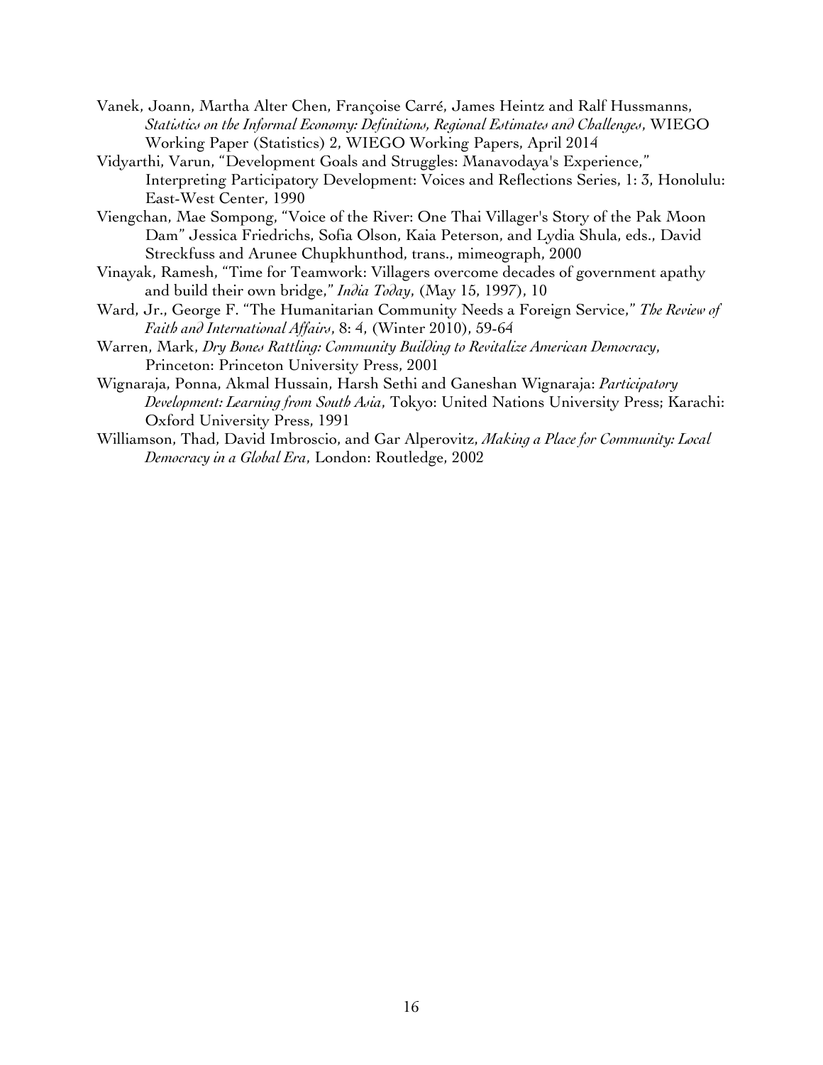Vanek, Joann, Martha Alter Chen, Françoise Carré, James Heintz and Ralf Hussmanns, *Statistics on the Informal Economy: Definitions, Regional Estimates and Challenges*, WIEGO Working Paper (Statistics) 2, WIEGO Working Papers, April 2014

Vidyarthi, Varun, "Development Goals and Struggles: Manavodaya's Experience," Interpreting Participatory Development: Voices and Reflections Series, 1: 3, Honolulu: East-West Center, 1990

Viengchan, Mae Sompong, "Voice of the River: One Thai Villager's Story of the Pak Moon Dam" Jessica Friedrichs, Sofia Olson, Kaia Peterson, and Lydia Shula, eds., David Streckfuss and Arunee Chupkhunthod, trans., mimeograph, 2000

Vinayak, Ramesh, "Time for Teamwork: Villagers overcome decades of government apathy and build their own bridge," *India Today*, (May 15, 1997), 10

Ward, Jr., George F. "The Humanitarian Community Needs a Foreign Service," *The Review of Faith and International Affairs*, 8: 4, (Winter 2010), 59-64

Warren, Mark, *Dry Bones Rattling: Community Building to Revitalize American Democracy*, Princeton: Princeton University Press, 2001

Wignaraja, Ponna, Akmal Hussain, Harsh Sethi and Ganeshan Wignaraja: *Participatory Development: Learning from South Asia*, Tokyo: United Nations University Press; Karachi: Oxford University Press, 1991

Williamson, Thad, David Imbroscio, and Gar Alperovitz, *Making a Place for Community: Local Democracy in a Global Era*, London: Routledge, 2002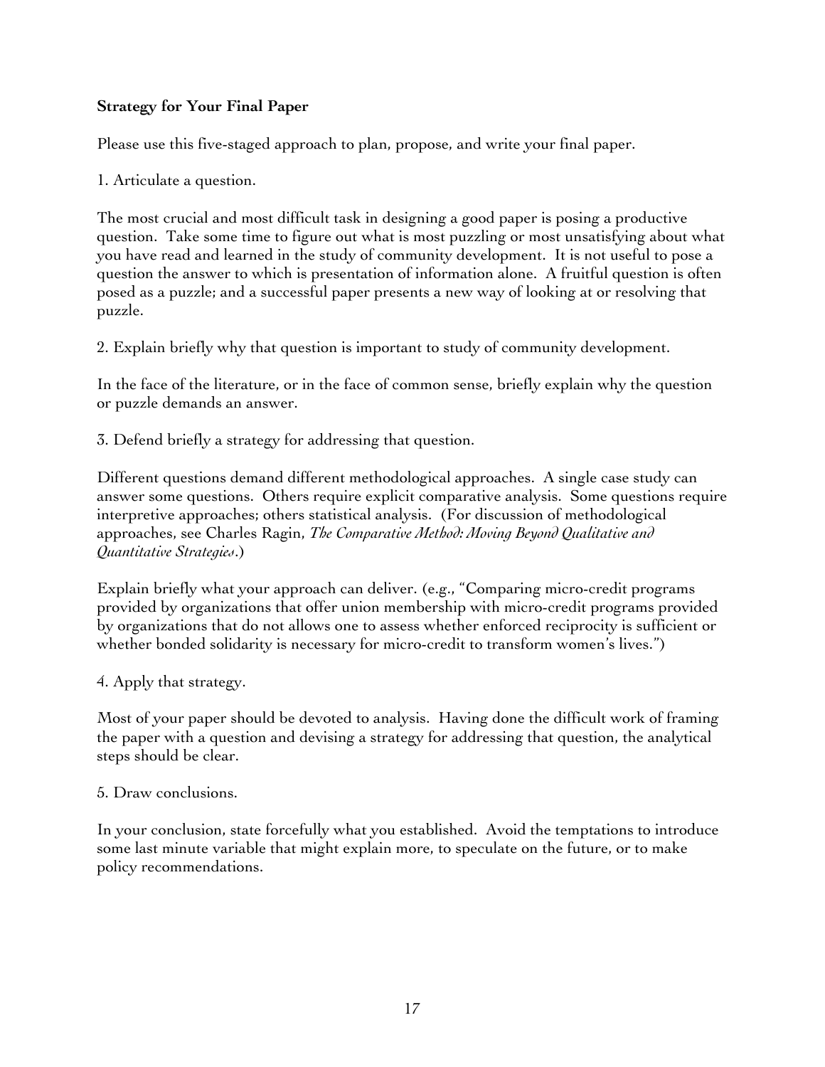**Strategy for Your Final Paper**

Please use this five-staged approach to plan, propose, and write your final paper.

1. Articulate a question.

The most crucial and most difficult task in designing a good paper is posing a productive question. Take some time to figure out what is most puzzling or most unsatisfying about what you have read and learned in the study of community development. It is not useful to pose a question the answer to which is presentation of information alone. A fruitful question is often posed as a puzzle; and a successful paper presents a new way of looking at or resolving that puzzle.

2. Explain briefly why that question is important to study of community development.

In the face of the literature, or in the face of common sense, briefly explain why the question or puzzle demands an answer.

3. Defend briefly a strategy for addressing that question.

Different questions demand different methodological approaches. A single case study can answer some questions. Others require explicit comparative analysis. Some questions require interpretive approaches; others statistical analysis. (For discussion of methodological approaches, see Charles Ragin, *The Comparative Method: Moving Beyond Qualitative and Quantitative Strategies*.)

Explain briefly what your approach can deliver. (e.g., "Comparing micro-credit programs provided by organizations that offer union membership with micro-credit programs provided by organizations that do not allows one to assess whether enforced reciprocity is sufficient or whether bonded solidarity is necessary for micro-credit to transform women's lives.")

4. Apply that strategy.

Most of your paper should be devoted to analysis. Having done the difficult work of framing the paper with a question and devising a strategy for addressing that question, the analytical steps should be clear.

5. Draw conclusions.

In your conclusion, state forcefully what you established. Avoid the temptations to introduce some last minute variable that might explain more, to speculate on the future, or to make policy recommendations.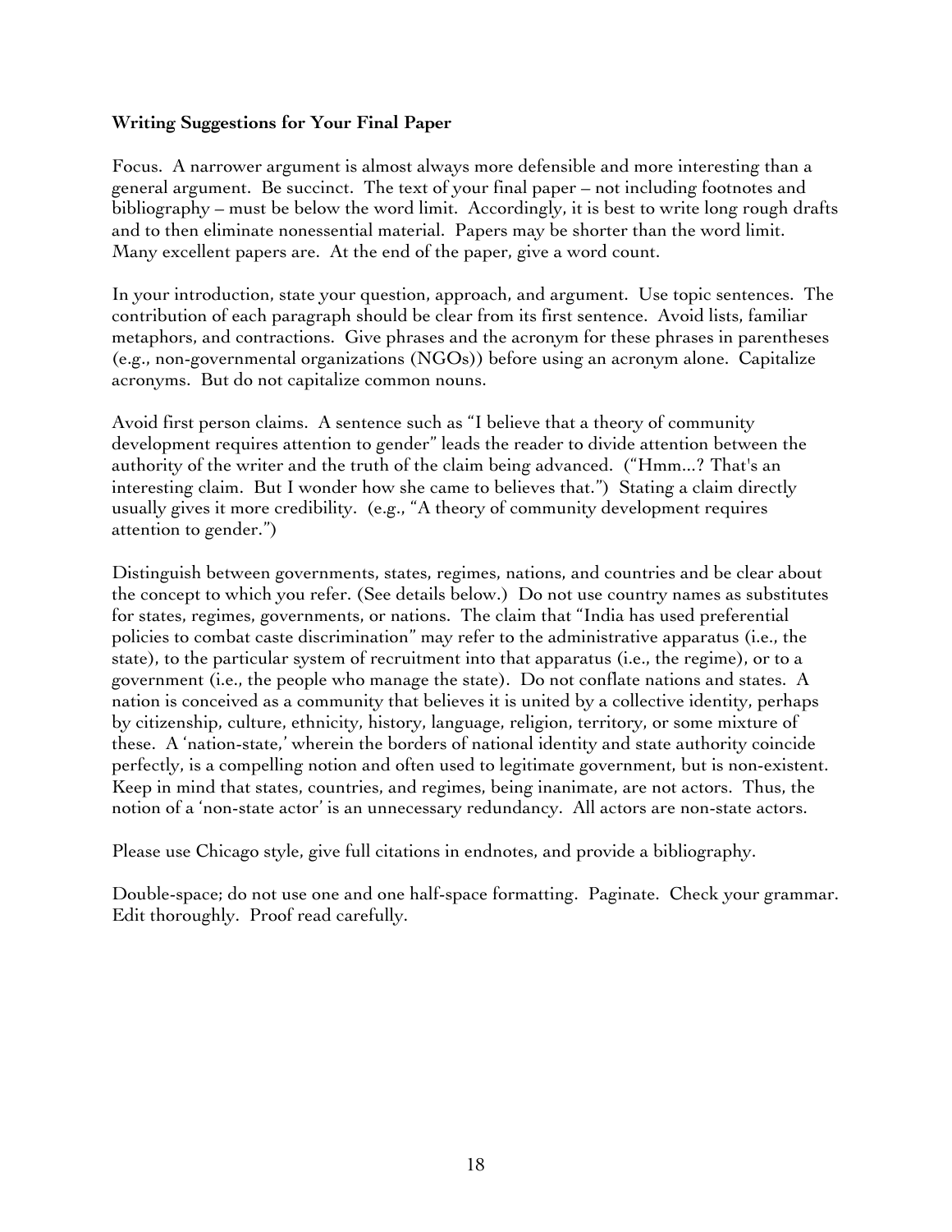**Writing Suggestions for Your Final Paper**

Focus. A narrower argument is almost always more defensible and more interesting than a general argument. Be succinct. The text of your final paper – not including footnotes and bibliography – must be below the word limit. Accordingly, it is best to write long rough drafts and to then eliminate nonessential material. Papers may be shorter than the word limit. Many excellent papers are. At the end of the paper, give a word count.

In your introduction, state your question, approach, and argument. Use topic sentences. The contribution of each paragraph should be clear from its first sentence. Avoid lists, familiar metaphors, and contractions. Give phrases and the acronym for these phrases in parentheses (e.g., non-governmental organizations (NGOs)) before using an acronym alone. Capitalize acronyms. But do not capitalize common nouns.

Avoid first person claims. A sentence such as "I believe that a theory of community development requires attention to gender" leads the reader to divide attention between the authority of the writer and the truth of the claim being advanced. ("Hmm...? That's an interesting claim. But I wonder how she came to believes that.") Stating a claim directly usually gives it more credibility. (e.g., "A theory of community development requires attention to gender.")

Distinguish between governments, states, regimes, nations, and countries and be clear about the concept to which you refer. (See details below.) Do not use country names as substitutes for states, regimes, governments, or nations. The claim that "India has used preferential policies to combat caste discrimination" may refer to the administrative apparatus (i.e., the state), to the particular system of recruitment into that apparatus (i.e., the regime), or to a government (i.e., the people who manage the state). Do not conflate nations and states. A nation is conceived as a community that believes it is united by a collective identity, perhaps by citizenship, culture, ethnicity, history, language, religion, territory, or some mixture of these. A 'nation-state,' wherein the borders of national identity and state authority coincide perfectly, is a compelling notion and often used to legitimate government, but is non-existent. Keep in mind that states, countries, and regimes, being inanimate, are not actors. Thus, the notion of a 'non-state actor' is an unnecessary redundancy. All actors are non-state actors.

Please use Chicago style, give full citations in endnotes, and provide a bibliography.

Double-space; do not use one and one half-space formatting. Paginate. Check your grammar. Edit thoroughly. Proof read carefully.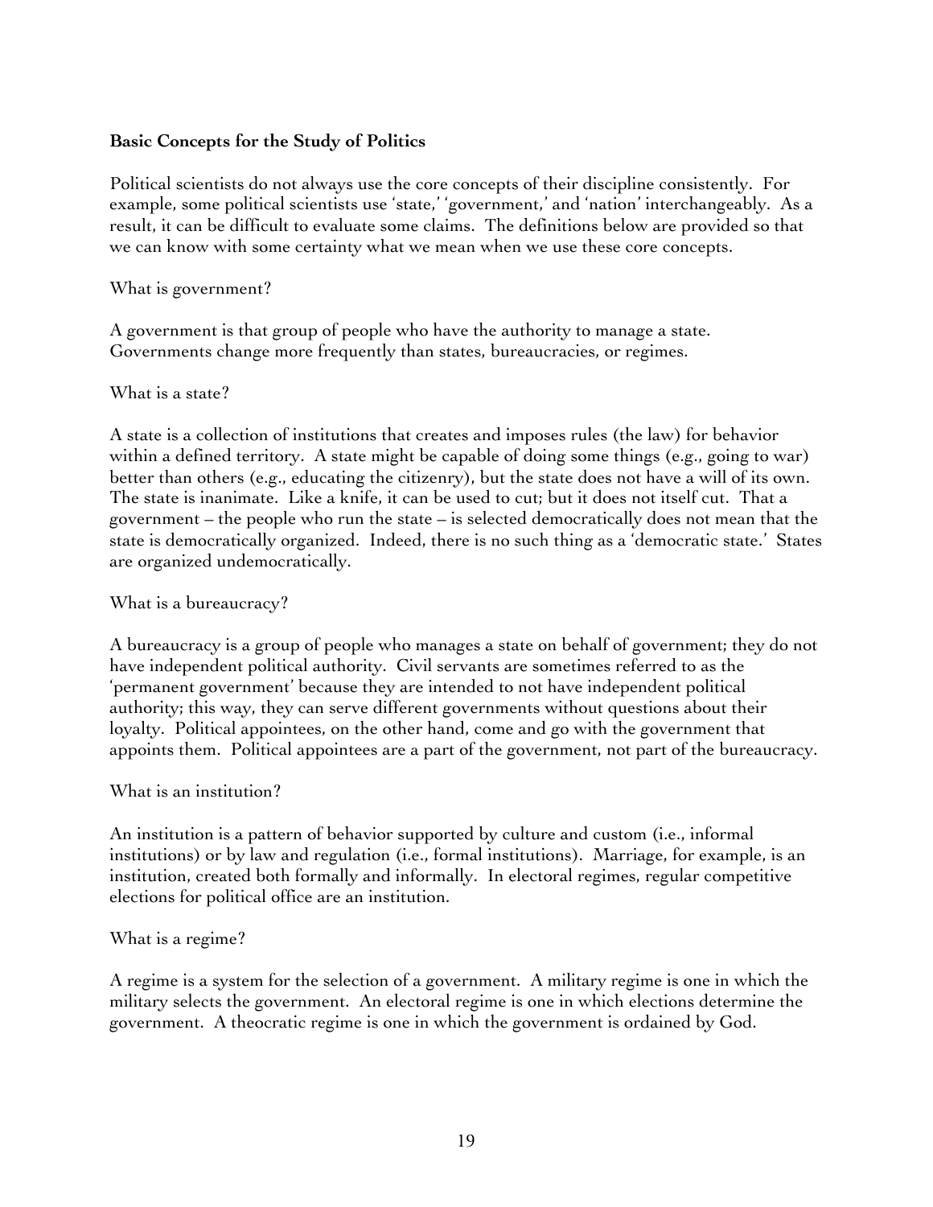**Basic Concepts for the Study of Politics**

Political scientists do not always use the core concepts of their discipline consistently. For example, some political scientists use 'state,' 'government,' and 'nation' interchangeably. As a result, it can be difficult to evaluate some claims. The definitions below are provided so that we can know with some certainty what we mean when we use these core concepts.

What is government?

A government is that group of people who have the authority to manage a state. Governments change more frequently than states, bureaucracies, or regimes.

What is a state?

A state is a collection of institutions that creates and imposes rules (the law) for behavior within a defined territory. A state might be capable of doing some things (e.g., going to war) better than others (e.g., educating the citizenry), but the state does not have a will of its own. The state is inanimate. Like a knife, it can be used to cut; but it does not itself cut. That a government – the people who run the state – is selected democratically does not mean that the state is democratically organized. Indeed, there is no such thing as a 'democratic state.' States are organized undemocratically.

What is a bureaucracy?

A bureaucracy is a group of people who manages a state on behalf of government; they do not have independent political authority. Civil servants are sometimes referred to as the 'permanent government' because they are intended to not have independent political authority; this way, they can serve different governments without questions about their loyalty. Political appointees, on the other hand, come and go with the government that appoints them. Political appointees are a part of the government, not part of the bureaucracy.

What is an institution?

An institution is a pattern of behavior supported by culture and custom (i.e., informal institutions) or by law and regulation (i.e., formal institutions). Marriage, for example, is an institution, created both formally and informally. In electoral regimes, regular competitive elections for political office are an institution.

What is a regime?

A regime is a system for the selection of a government. A military regime is one in which the military selects the government. An electoral regime is one in which elections determine the government. A theocratic regime is one in which the government is ordained by God.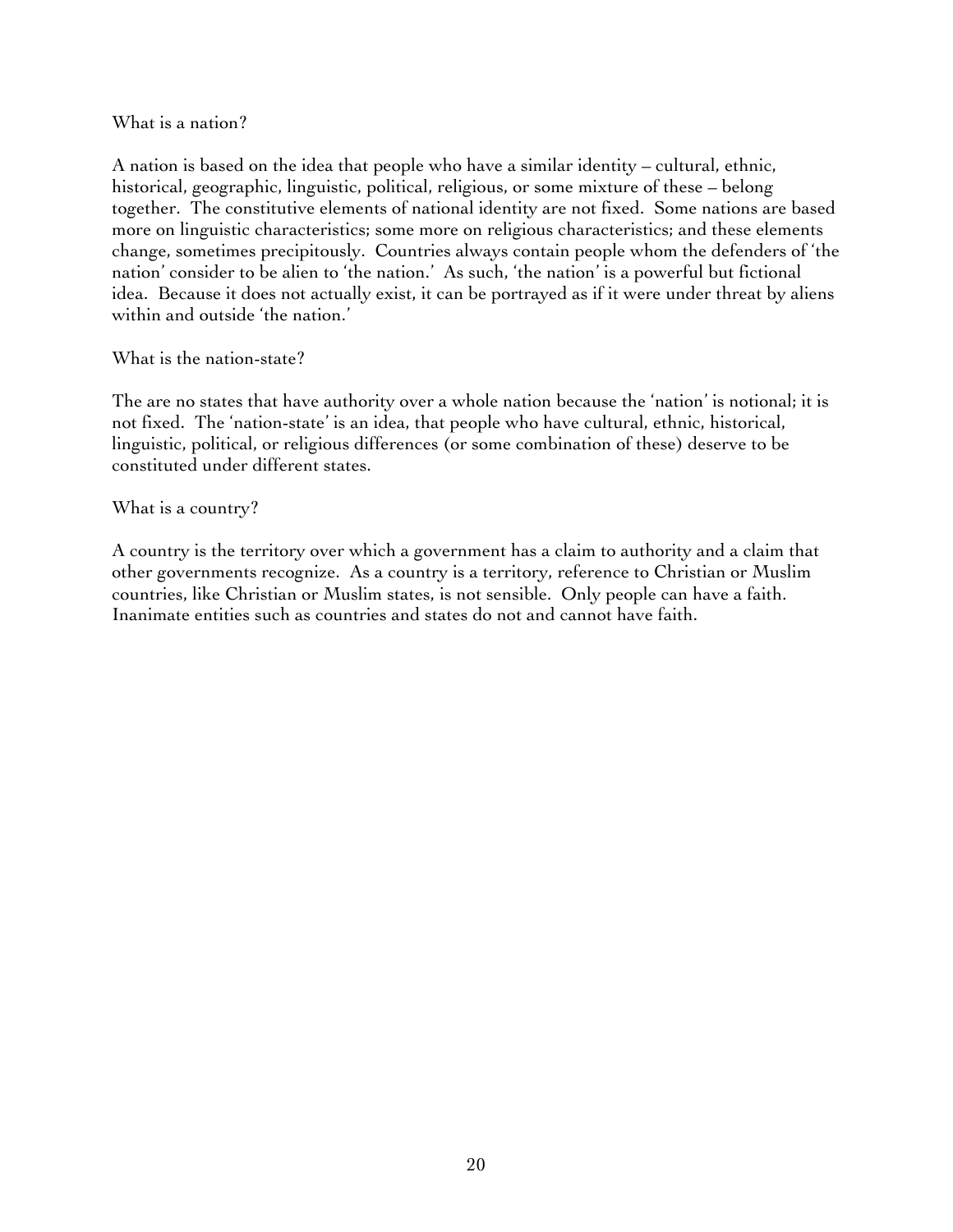What is a nation?

A nation is based on the idea that people who have a similar identity – cultural, ethnic, historical, geographic, linguistic, political, religious, or some mixture of these – belong together. The constitutive elements of national identity are not fixed. Some nations are based more on linguistic characteristics; some more on religious characteristics; and these elements change, sometimes precipitously. Countries always contain people whom the defenders of 'the nation' consider to be alien to 'the nation.' As such, 'the nation' is a powerful but fictional idea. Because it does not actually exist, it can be portrayed as if it were under threat by aliens within and outside 'the nation.'

What is the nation-state?

The are no states that have authority over a whole nation because the 'nation' is notional; it is not fixed. The 'nation-state' is an idea, that people who have cultural, ethnic, historical, linguistic, political, or religious differences (or some combination of these) deserve to be constituted under different states.

What is a country?

A country is the territory over which a government has a claim to authority and a claim that other governments recognize. As a country is a territory, reference to Christian or Muslim countries, like Christian or Muslim states, is not sensible. Only people can have a faith. Inanimate entities such as countries and states do not and cannot have faith.